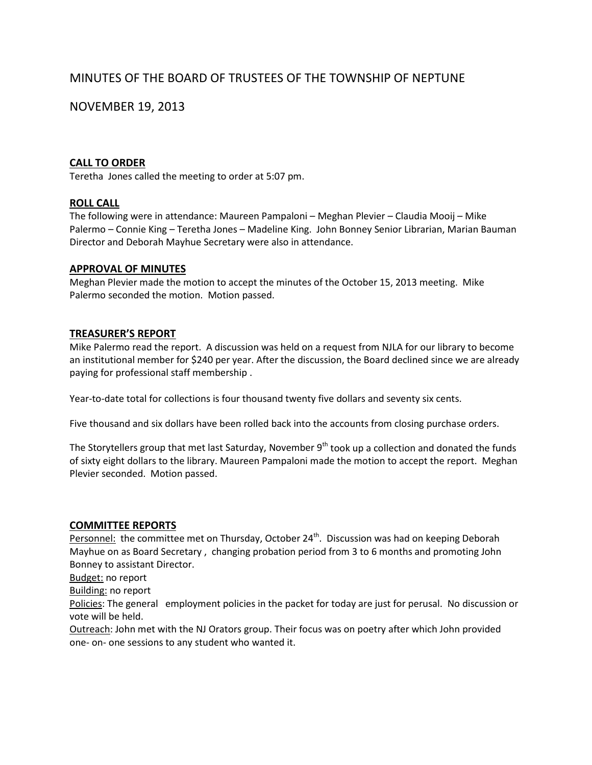# MINUTES OF THE BOARD OF TRUSTEES OF THE TOWNSHIP OF NEPTUNE

## NOVEMBER 19, 2013

### CALL TO ORDER

Teretha Jones called the meeting to order at 5:07 pm.

### ROLL CALL

The following were in attendance: Maureen Pampaloni – Meghan Plevier – Claudia Mooij – Mike Palermo – Connie King – Teretha Jones – Madeline King. John Bonney Senior Librarian, Marian Bauman Director and Deborah Mayhue Secretary were also in attendance.

### APPROVAL OF MINUTES

Meghan Plevier made the motion to accept the minutes of the October 15, 2013 meeting. Mike Palermo seconded the motion. Motion passed.

### TREASURER'S REPORT

Mike Palermo read the report. A discussion was held on a request from NJLA for our library to become an institutional member for $240 per year. After the discussion, the Board declined since we are already paying for professional staff membership .

Year-to-date total for collections is four thousand twenty five dollars and seventy six cents.

Five thousand and six dollars have been rolled back into the accounts from closing purchase orders.

The Storytellers group that met last Saturday, November 9th took up a collection and donated the funds of sixty eight dollars to the library. Maureen Pampaloni made the motion to accept the report. Meghan Plevier seconded. Motion passed.

### COMMITTEE REPORTS

Personnel: the committee met on Thursday, October 24th. Discussion was had on keeping Deborah Mayhue on as Board Secretary , changing probation period from 3 to 6 months and promoting John Bonney to assistant Director.

Budget: no report

Building: no report

Policies: The general employment policies in the packet for today are just for perusal. No discussion or vote will be held.

Outreach: John met with the NJ Orators group. Their focus was on poetry after which John provided one- on- one sessions to any student who wanted it.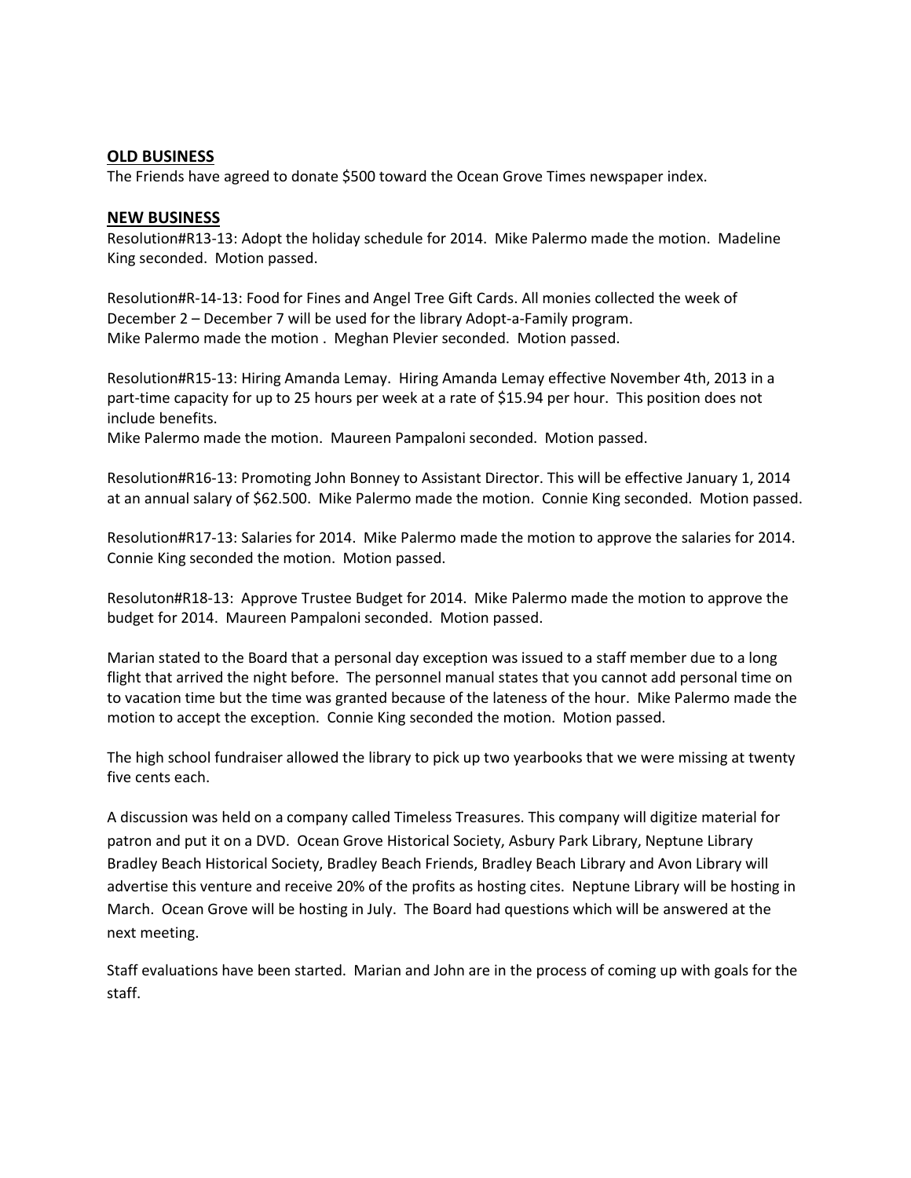## OLD BUSINESS

The Friends have agreed to donate $500 toward the Ocean Grove Times newspaper index.

## NEW BUSINESS

Resolution#R13-13: Adopt the holiday schedule for 2014. Mike Palermo made the motion. Madeline King seconded. Motion passed.

Resolution#R-14-13: Food for Fines and Angel Tree Gift Cards. All monies collected the week of December 2 – December 7 will be used for the library Adopt-a-Family program.
Mike Palermo made the motion . Meghan Plevier seconded. Motion passed.

Resolution#R15-13: Hiring Amanda Lemay. Hiring Amanda Lemay effective November 4th, 2013 in a part-time capacity for up to 25 hours per week at a rate of $15.94 per hour. This position does not include benefits.
Mike Palermo made the motion. Maureen Pampaloni seconded. Motion passed.

Resolution#R16-13: Promoting John Bonney to Assistant Director. This will be effective January 1, 2014 at an annual salary of $62.500. Mike Palermo made the motion. Connie King seconded. Motion passed.

Resolution#R17-13: Salaries for 2014. Mike Palermo made the motion to approve the salaries for 2014. Connie King seconded the motion. Motion passed.

Resoluton#R18-13: Approve Trustee Budget for 2014. Mike Palermo made the motion to approve the budget for 2014. Maureen Pampaloni seconded. Motion passed.

Marian stated to the Board that a personal day exception was issued to a staff member due to a long flight that arrived the night before. The personnel manual states that you cannot add personal time on to vacation time but the time was granted because of the lateness of the hour. Mike Palermo made the motion to accept the exception. Connie King seconded the motion. Motion passed.

The high school fundraiser allowed the library to pick up two yearbooks that we were missing at twenty five cents each.

A discussion was held on a company called Timeless Treasures. This company will digitize material for patron and put it on a DVD. Ocean Grove Historical Society, Asbury Park Library, Neptune Library Bradley Beach Historical Society, Bradley Beach Friends, Bradley Beach Library and Avon Library will advertise this venture and receive 20% of the profits as hosting cites. Neptune Library will be hosting in March. Ocean Grove will be hosting in July. The Board had questions which will be answered at the next meeting.

Staff evaluations have been started. Marian and John are in the process of coming up with goals for the staff.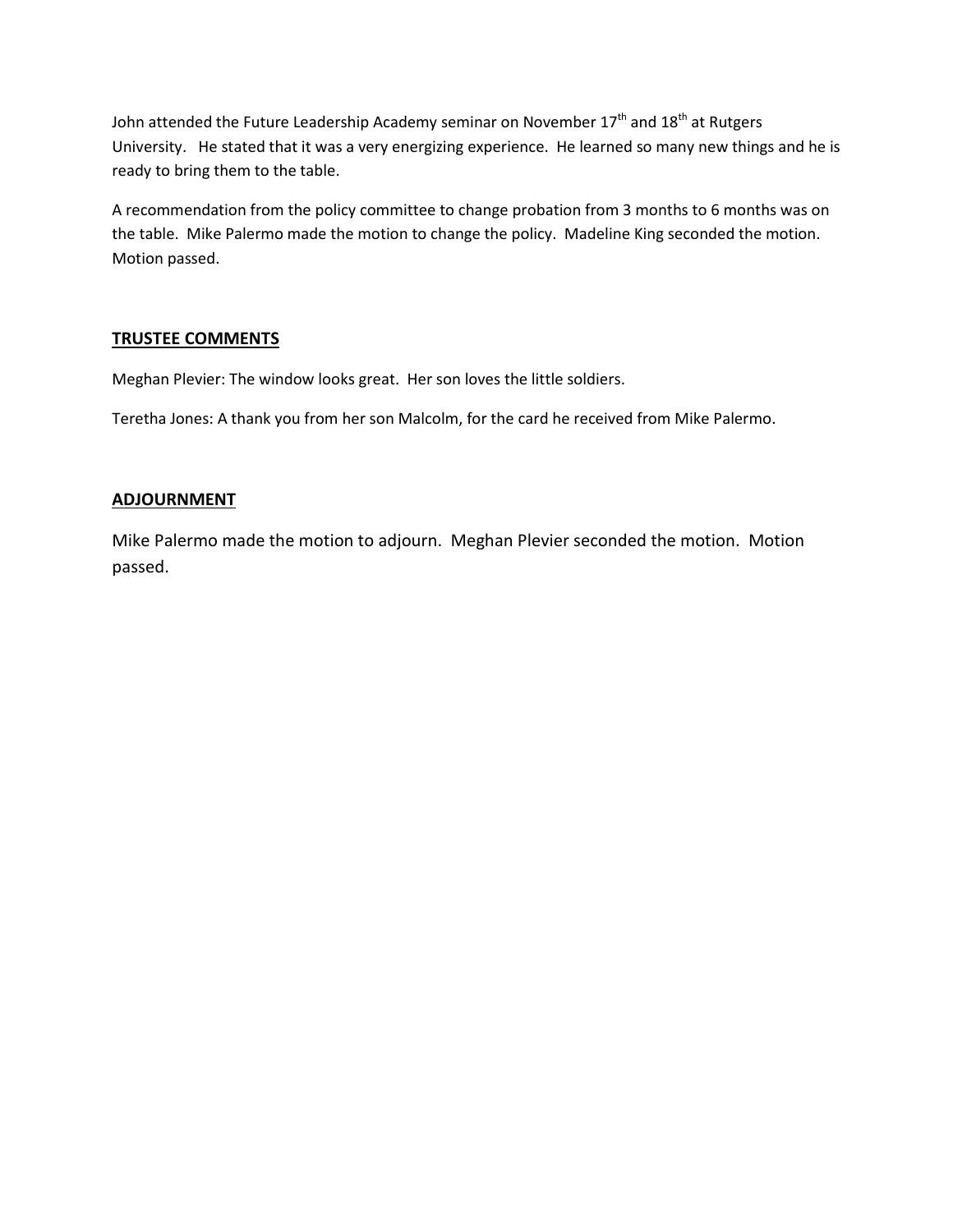John attended the Future Leadership Academy seminar on November 17th and 18th at Rutgers University. He stated that it was a very energizing experience. He learned so many new things and he is ready to bring them to the table.

A recommendation from the policy committee to change probation from 3 months to 6 months was on the table. Mike Palermo made the motion to change the policy. Madeline King seconded the motion. Motion passed.

## TRUSTEE COMMENTS

Meghan Plevier: The window looks great. Her son loves the little soldiers.

Teretha Jones: A thank you from her son Malcolm, for the card he received from Mike Palermo.

## ADJOURNMENT

Mike Palermo made the motion to adjourn. Meghan Plevier seconded the motion. Motion passed.